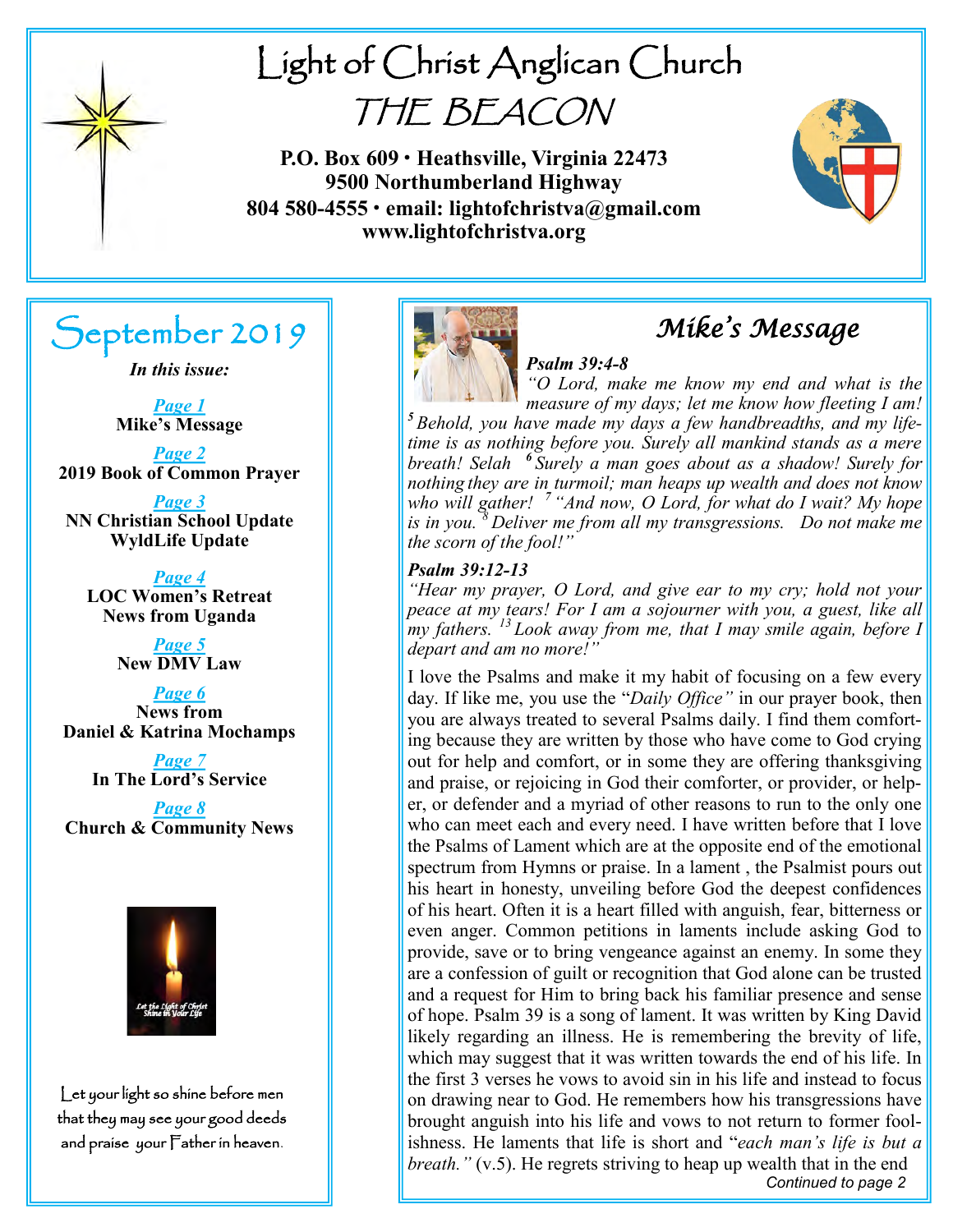# Light of Christ Anglican Church
# THE BEACON

**P.O. Box 609 • Heathsville, Virginia 22473**
**9500 Northumberland Highway**
**804 580-4555 • email: lightofchristva@gmail.com**
**www.lightofchristva.org**

## September 2019

***In this issue:***

***Page 1***
**Mike's Message**

***Page 2***
**2019 Book of Common Prayer**

***Page 3***
**NN Christian School Update**
**WyldLife Update**

***Page 4***
**LOC Women's Retreat**
**News from Uganda**

***Page 5***
**New DMV Law**

***Page 6***
**News from Daniel & Katrina Mochamps**

***Page 7***
**In The Lord's Service**

***Page 8***
**Church & Community News**

*Let the Light of Christ Shine in Your Life*

Let your light so shine before men that they may see your good deeds and praise your Father in heaven.

## *Mike's Message*

***Psalm 39:4-8***

*"O Lord, make me know my end and what is the measure of my days; let me know how fleeting I am! [5] Behold, you have made my days a few handbreadths, and my lifetime is as nothing before you. Surely all mankind stands as a mere breath! Selah [6] Surely a man goes about as a shadow! Surely for nothing they are in turmoil; man heaps up wealth and does not know who will gather! [7] "And now, O Lord, for what do I wait? My hope is in you. [8] Deliver me from all my transgressions. Do not make me the scorn of the fool!"*

***Psalm 39:12-13***

*"Hear my prayer, O Lord, and give ear to my cry; hold not your peace at my tears! For I am a sojourner with you, a guest, like all my fathers. [13] Look away from me, that I may smile again, before I depart and am no more!"*

I love the Psalms and make it my habit of focusing on a few every day. If like me, you use the "*Daily Office"* in our prayer book, then you are always treated to several Psalms daily. I find them comforting because they are written by those who have come to God crying out for help and comfort, or in some they are offering thanksgiving and praise, or rejoicing in God their comforter, or provider, or helper, or defender and a myriad of other reasons to run to the only one who can meet each and every need. I have written before that I love the Psalms of Lament which are at the opposite end of the emotional spectrum from Hymns or praise. In a lament , the Psalmist pours out his heart in honesty, unveiling before God the deepest confidences of his heart. Often it is a heart filled with anguish, fear, bitterness or even anger. Common petitions in laments include asking God to provide, save or to bring vengeance against an enemy. In some they are a confession of guilt or recognition that God alone can be trusted and a request for Him to bring back his familiar presence and sense of hope. Psalm 39 is a song of lament. It was written by King David likely regarding an illness. He is remembering the brevity of life, which may suggest that it was written towards the end of his life. In the first 3 verses he vows to avoid sin in his life and instead to focus on drawing near to God. He remembers how his transgressions have brought anguish into his life and vows to not return to former foolishness. He laments that life is short and "*each man's life is but a breath."* (v.5). He regrets striving to heap up wealth that in the end

*Continued to page 2*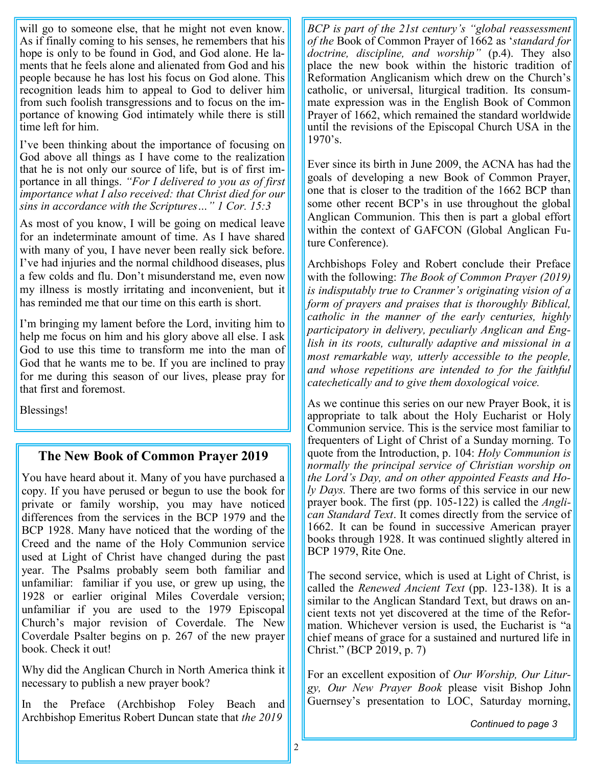will go to someone else, that he might not even know. As if finally coming to his senses, he remembers that his hope is only to be found in God, and God alone. He laments that he feels alone and alienated from God and his people because he has lost his focus on God alone. This recognition leads him to appeal to God to deliver him from such foolish transgressions and to focus on the importance of knowing God intimately while there is still time left for him.

I've been thinking about the importance of focusing on God above all things as I have come to the realization that he is not only our source of life, but is of first importance in all things. *"For I delivered to you as of first importance what I also received: that Christ died for our sins in accordance with the Scriptures…" 1 Cor. 15:3*

As most of you know, I will be going on medical leave for an indeterminate amount of time. As I have shared with many of you, I have never been really sick before. I've had injuries and the normal childhood diseases, plus a few colds and flu. Don't misunderstand me, even now my illness is mostly irritating and inconvenient, but it has reminded me that our time on this earth is short.

I'm bringing my lament before the Lord, inviting him to help me focus on him and his glory above all else. I ask God to use this time to transform me into the man of God that he wants me to be. If you are inclined to pray for me during this season of our lives, please pray for that first and foremost.

Blessings!

## The New Book of Common Prayer 2019

You have heard about it. Many of you have purchased a copy. If you have perused or begun to use the book for private or family worship, you may have noticed differences from the services in the BCP 1979 and the BCP 1928. Many have noticed that the wording of the Creed and the name of the Holy Communion service used at Light of Christ have changed during the past year. The Psalms probably seem both familiar and unfamiliar: familiar if you use, or grew up using, the 1928 or earlier original Miles Coverdale version; unfamiliar if you are used to the 1979 Episcopal Church's major revision of Coverdale. The New Coverdale Psalter begins on p. 267 of the new prayer book. Check it out!

Why did the Anglican Church in North America think it necessary to publish a new prayer book?

In the Preface (Archbishop Foley Beach and Archbishop Emeritus Robert Duncan state that *the 2019 BCP is part of the 21st century's "global reassessment of the* Book of Common Prayer of 1662 as '*standard for doctrine, discipline, and worship"* (p.4). They also place the new book within the historic tradition of Reformation Anglicanism which drew on the Church's catholic, or universal, liturgical tradition. Its consummate expression was in the English Book of Common Prayer of 1662, which remained the standard worldwide until the revisions of the Episcopal Church USA in the 1970's.

Ever since its birth in June 2009, the ACNA has had the goals of developing a new Book of Common Prayer, one that is closer to the tradition of the 1662 BCP than some other recent BCP's in use throughout the global Anglican Communion. This then is part a global effort within the context of GAFCON (Global Anglican Future Conference).

Archbishops Foley and Robert conclude their Preface with the following: *The Book of Common Prayer (2019) is indisputably true to Cranmer's originating vision of a form of prayers and praises that is thoroughly Biblical, catholic in the manner of the early centuries, highly participatory in delivery, peculiarly Anglican and English in its roots, culturally adaptive and missional in a most remarkable way, utterly accessible to the people, and whose repetitions are intended to for the faithful catechetically and to give them doxological voice.*

As we continue this series on our new Prayer Book, it is appropriate to talk about the Holy Eucharist or Holy Communion service. This is the service most familiar to frequenters of Light of Christ of a Sunday morning. To quote from the Introduction, p. 104: *Holy Communion is normally the principal service of Christian worship on the Lord's Day, and on other appointed Feasts and Holy Days.* There are two forms of this service in our new prayer book. The first (pp. 105-122) is called the *Anglican Standard Text*. It comes directly from the service of 1662. It can be found in successive American prayer books through 1928. It was continued slightly altered in BCP 1979, Rite One.

The second service, which is used at Light of Christ, is called the *Renewed Ancient Text* (pp. 123-138). It is a similar to the Anglican Standard Text, but draws on ancient texts not yet discovered at the time of the Reformation. Whichever version is used, the Eucharist is "a chief means of grace for a sustained and nurtured life in Christ." (BCP 2019, p. 7)

For an excellent exposition of *Our Worship, Our Liturgy, Our New Prayer Book* please visit Bishop John Guernsey's presentation to LOC, Saturday morning,

*Continued to page 3*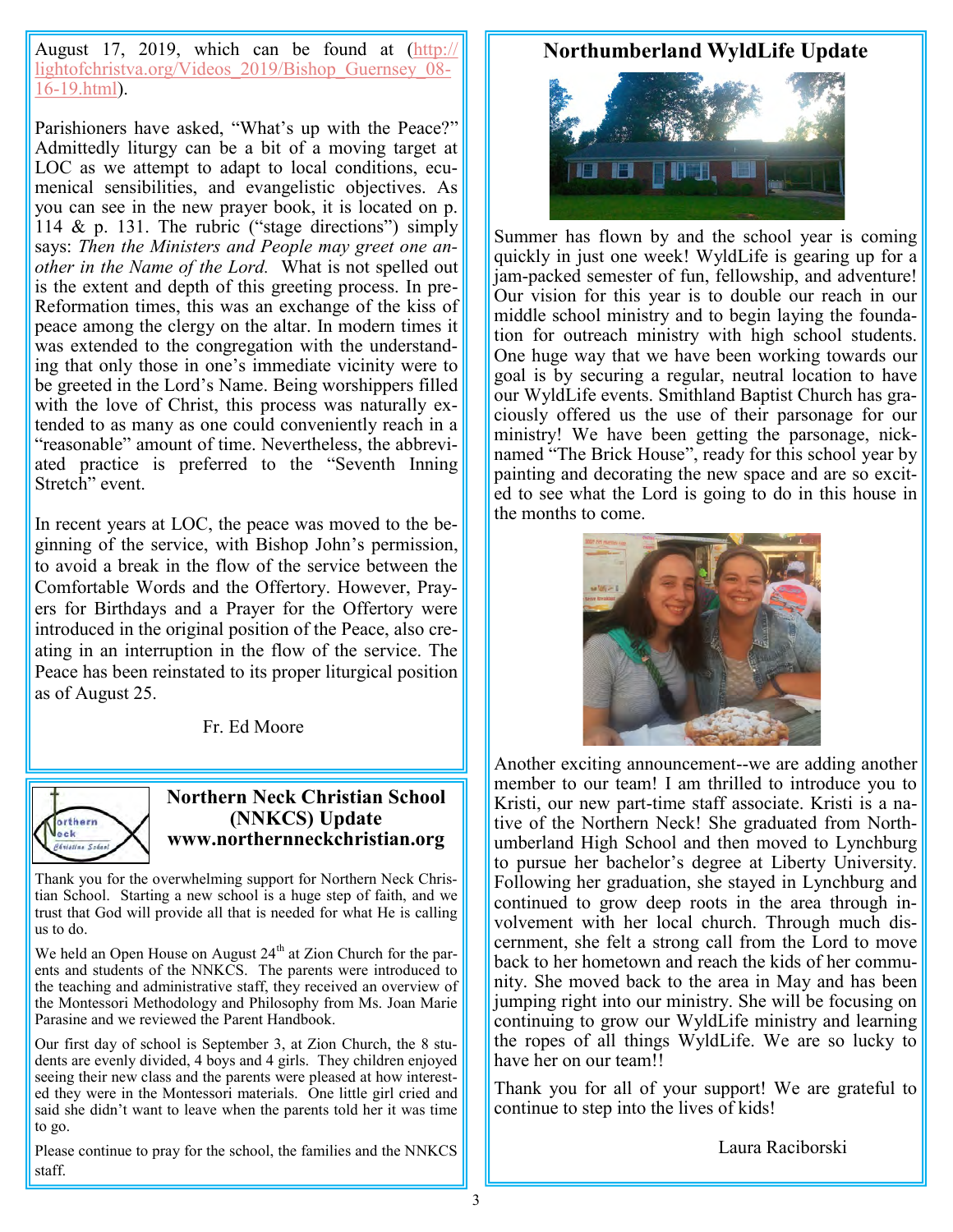August 17, 2019, which can be found at (http://lightofchristva.org/Videos_2019/Bishop_Guernsey_08-16-19.html).

Parishioners have asked, "What's up with the Peace?" Admittedly liturgy can be a bit of a moving target at LOC as we attempt to adapt to local conditions, ecumenical sensibilities, and evangelistic objectives. As you can see in the new prayer book, it is located on p. 114 & p. 131. The rubric ("stage directions") simply says: *Then the Ministers and People may greet one another in the Name of the Lord.* What is not spelled out is the extent and depth of this greeting process. In pre-Reformation times, this was an exchange of the kiss of peace among the clergy on the altar. In modern times it was extended to the congregation with the understanding that only those in one's immediate vicinity were to be greeted in the Lord's Name. Being worshippers filled with the love of Christ, this process was naturally extended to as many as one could conveniently reach in a "reasonable" amount of time. Nevertheless, the abbreviated practice is preferred to the "Seventh Inning Stretch" event.

In recent years at LOC, the peace was moved to the beginning of the service, with Bishop John's permission, to avoid a break in the flow of the service between the Comfortable Words and the Offertory. However, Prayers for Birthdays and a Prayer for the Offertory were introduced in the original position of the Peace, also creating in an interruption in the flow of the service. The Peace has been reinstated to its proper liturgical position as of August 25.

Fr. Ed Moore

## Northern Neck Christian School (NNKCS) Update
## www.northernneckchristian.org

Thank you for the overwhelming support for Northern Neck Christian School. Starting a new school is a huge step of faith, and we trust that God will provide all that is needed for what He is calling us to do.

We held an Open House on August 24th at Zion Church for the parents and students of the NNKCS. The parents were introduced to the teaching and administrative staff, they received an overview of the Montessori Methodology and Philosophy from Ms. Joan Marie Parasine and we reviewed the Parent Handbook.

Our first day of school is September 3, at Zion Church, the 8 students are evenly divided, 4 boys and 4 girls. They children enjoyed seeing their new class and the parents were pleased at how interested they were in the Montessori materials. One little girl cried and said she didn't want to leave when the parents told her it was time to go.

Please continue to pray for the school, the families and the NNKCS staff.

## Northumberland WyldLife Update

Summer has flown by and the school year is coming quickly in just one week! WyldLife is gearing up for a jam-packed semester of fun, fellowship, and adventure! Our vision for this year is to double our reach in our middle school ministry and to begin laying the foundation for outreach ministry with high school students. One huge way that we have been working towards our goal is by securing a regular, neutral location to have our WyldLife events. Smithland Baptist Church has graciously offered us the use of their parsonage for our ministry! We have been getting the parsonage, nicknamed "The Brick House", ready for this school year by painting and decorating the new space and are so excited to see what the Lord is going to do in this house in the months to come.

Another exciting announcement--we are adding another member to our team! I am thrilled to introduce you to Kristi, our new part-time staff associate. Kristi is a native of the Northern Neck! She graduated from Northumberland High School and then moved to Lynchburg to pursue her bachelor's degree at Liberty University. Following her graduation, she stayed in Lynchburg and continued to grow deep roots in the area through involvement with her local church. Through much discernment, she felt a strong call from the Lord to move back to her hometown and reach the kids of her community. She moved back to the area in May and has been jumping right into our ministry. She will be focusing on continuing to grow our WyldLife ministry and learning the ropes of all things WyldLife. We are so lucky to have her on our team!!

Thank you for all of your support! We are grateful to continue to step into the lives of kids!

Laura Raciborski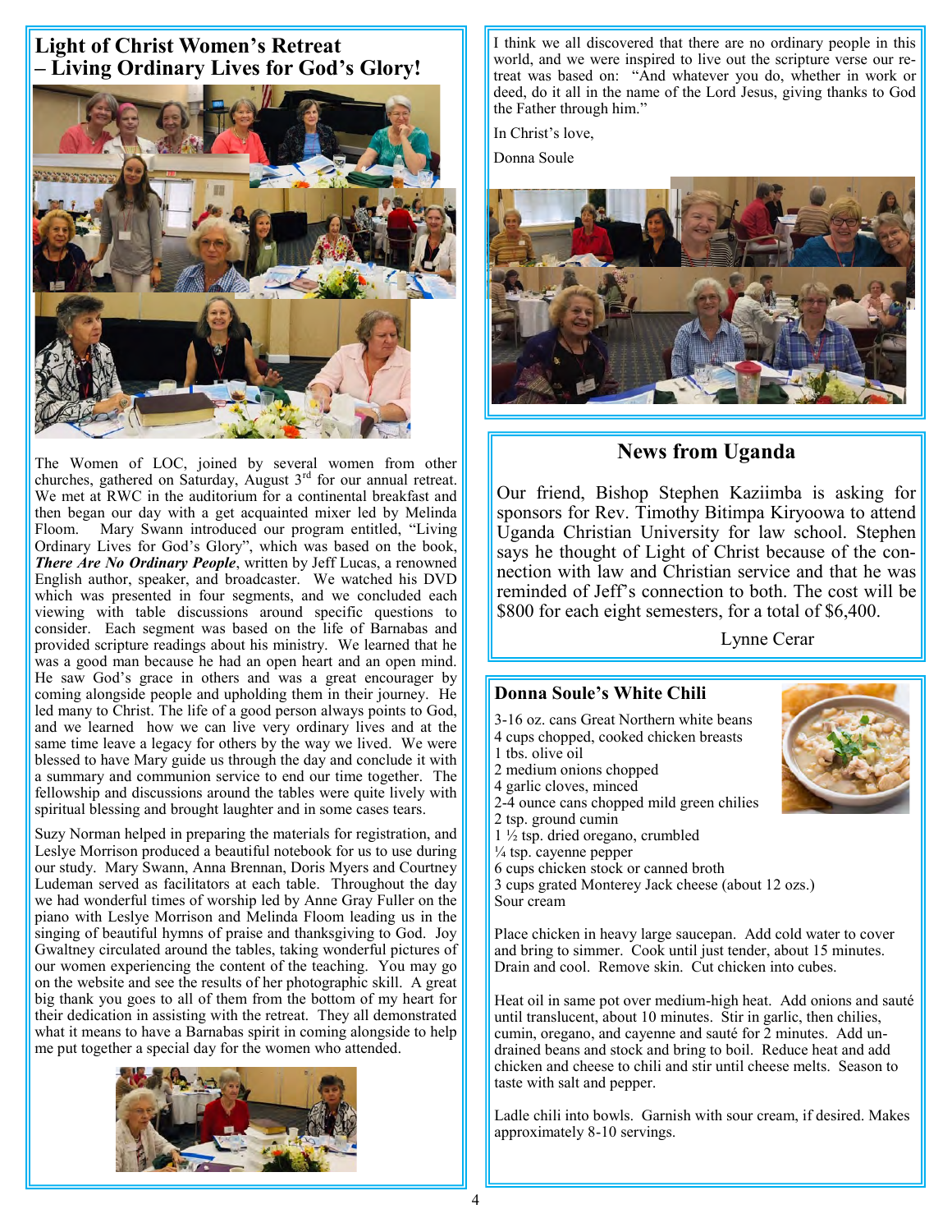## Light of Christ Women's Retreat – Living Ordinary Lives for God's Glory!

The Women of LOC, joined by several women from other churches, gathered on Saturday, August 3rd for our annual retreat. We met at RWC in the auditorium for a continental breakfast and then began our day with a get acquainted mixer led by Melinda Floom. Mary Swann introduced our program entitled, "Living Ordinary Lives for God's Glory", which was based on the book, ***There Are No Ordinary People***, written by Jeff Lucas, a renowned English author, speaker, and broadcaster. We watched his DVD which was presented in four segments, and we concluded each viewing with table discussions around specific questions to consider. Each segment was based on the life of Barnabas and provided scripture readings about his ministry. We learned that he was a good man because he had an open heart and an open mind. He saw God's grace in others and was a great encourager by coming alongside people and upholding them in their journey. He led many to Christ. The life of a good person always points to God, and we learned how we can live very ordinary lives and at the same time leave a legacy for others by the way we lived. We were blessed to have Mary guide us through the day and conclude it with a summary and communion service to end our time together. The fellowship and discussions around the tables were quite lively with spiritual blessing and brought laughter and in some cases tears.

Suzy Norman helped in preparing the materials for registration, and Leslye Morrison produced a beautiful notebook for us to use during our study. Mary Swann, Anna Brennan, Doris Myers and Courtney Ludeman served as facilitators at each table. Throughout the day we had wonderful times of worship led by Anne Gray Fuller on the piano with Leslye Morrison and Melinda Floom leading us in the singing of beautiful hymns of praise and thanksgiving to God. Joy Gwaltney circulated around the tables, taking wonderful pictures of our women experiencing the content of the teaching. You may go on the website and see the results of her photographic skill. A great big thank you goes to all of them from the bottom of my heart for their dedication in assisting with the retreat. They all demonstrated what it means to have a Barnabas spirit in coming alongside to help me put together a special day for the women who attended.

I think we all discovered that there are no ordinary people in this world, and we were inspired to live out the scripture verse our retreat was based on: "And whatever you do, whether in work or deed, do it all in the name of the Lord Jesus, giving thanks to God the Father through him."

In Christ's love,

Donna Soule

## News from Uganda

Our friend, Bishop Stephen Kaziimba is asking for sponsors for Rev. Timothy Bitimpa Kiryoowa to attend Uganda Christian University for law school. Stephen says he thought of Light of Christ because of the connection with law and Christian service and that he was reminded of Jeff's connection to both. The cost will be $800 for each eight semesters, for a total of $6,400.

Lynne Cerar

## Donna Soule's White Chili

3-16 oz. cans Great Northern white beans
4 cups chopped, cooked chicken breasts
1 tbs. olive oil
2 medium onions chopped
4 garlic cloves, minced
2-4 ounce cans chopped mild green chilies
2 tsp. ground cumin
1 ½ tsp. dried oregano, crumbled
¼ tsp. cayenne pepper
6 cups chicken stock or canned broth
3 cups grated Monterey Jack cheese (about 12 ozs.)
Sour cream

Place chicken in heavy large saucepan. Add cold water to cover and bring to simmer. Cook until just tender, about 15 minutes. Drain and cool. Remove skin. Cut chicken into cubes.

Heat oil in same pot over medium-high heat. Add onions and sauté until translucent, about 10 minutes. Stir in garlic, then chilies, cumin, oregano, and cayenne and sauté for 2 minutes. Add undrained beans and stock and bring to boil. Reduce heat and add chicken and cheese to chili and stir until cheese melts. Season to taste with salt and pepper.

Ladle chili into bowls. Garnish with sour cream, if desired. Makes approximately 8-10 servings.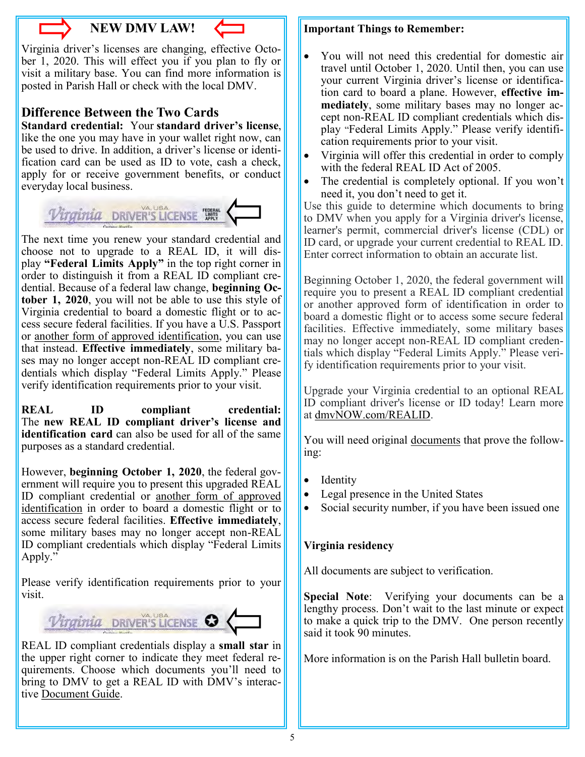## NEW DMV LAW!

Virginia driver's licenses are changing, effective October 1, 2020. This will effect you if you plan to fly or visit a military base. You can find more information is posted in Parish Hall or check with the local DMV.

## Difference Between the Two Cards

**Standard credential:** Your **standard driver's license**, like the one you may have in your wallet right now, can be used to drive. In addition, a driver's license or identification card can be used as ID to vote, cash a check, apply for or receive government benefits, or conduct everyday local business.

The next time you renew your standard credential and choose not to upgrade to a REAL ID, it will display **"Federal Limits Apply"** in the top right corner in order to distinguish it from a REAL ID compliant credential. Because of a federal law change, **beginning October 1, 2020**, you will not be able to use this style of Virginia credential to board a domestic flight or to access secure federal facilities. If you have a U.S. Passport or another form of approved identification, you can use that instead. **Effective immediately**, some military bases may no longer accept non-REAL ID compliant credentials which display "Federal Limits Apply." Please verify identification requirements prior to your visit.

**REAL ID compliant credential:** The **new REAL ID compliant driver's license and identification card** can also be used for all of the same purposes as a standard credential.

However, **beginning October 1, 2020**, the federal government will require you to present this upgraded REAL ID compliant credential or another form of approved identification in order to board a domestic flight or to access secure federal facilities. **Effective immediately**, some military bases may no longer accept non-REAL ID compliant credentials which display "Federal Limits Apply."

Please verify identification requirements prior to your visit.

REAL ID compliant credentials display a **small star** in the upper right corner to indicate they meet federal requirements. Choose which documents you'll need to bring to DMV to get a REAL ID with DMV's interactive Document Guide.

**Important Things to Remember:**

- You will not need this credential for domestic air travel until October 1, 2020. Until then, you can use your current Virginia driver's license or identification card to board a plane. However, **effective immediately**, some military bases may no longer accept non-REAL ID compliant credentials which display "Federal Limits Apply." Please verify identification requirements prior to your visit.
- Virginia will offer this credential in order to comply with the federal REAL ID Act of 2005.
- The credential is completely optional. If you won't need it, you don't need to get it.

Use this guide to determine which documents to bring to DMV when you apply for a Virginia driver's license, learner's permit, commercial driver's license (CDL) or ID card, or upgrade your current credential to REAL ID. Enter correct information to obtain an accurate list.

Beginning October 1, 2020, the federal government will require you to present a REAL ID compliant credential or another approved form of identification in order to board a domestic flight or to access some secure federal facilities. Effective immediately, some military bases may no longer accept non-REAL ID compliant credentials which display "Federal Limits Apply." Please verify identification requirements prior to your visit.

Upgrade your Virginia credential to an optional REAL ID compliant driver's license or ID today! Learn more at dmvNOW.com/REALID.

You will need original documents that prove the following:

- Identity
- Legal presence in the United States
- Social security number, if you have been issued one

**Virginia residency**

All documents are subject to verification.

**Special Note**: Verifying your documents can be a lengthy process. Don't wait to the last minute or expect to make a quick trip to the DMV. One person recently said it took 90 minutes.

More information is on the Parish Hall bulletin board.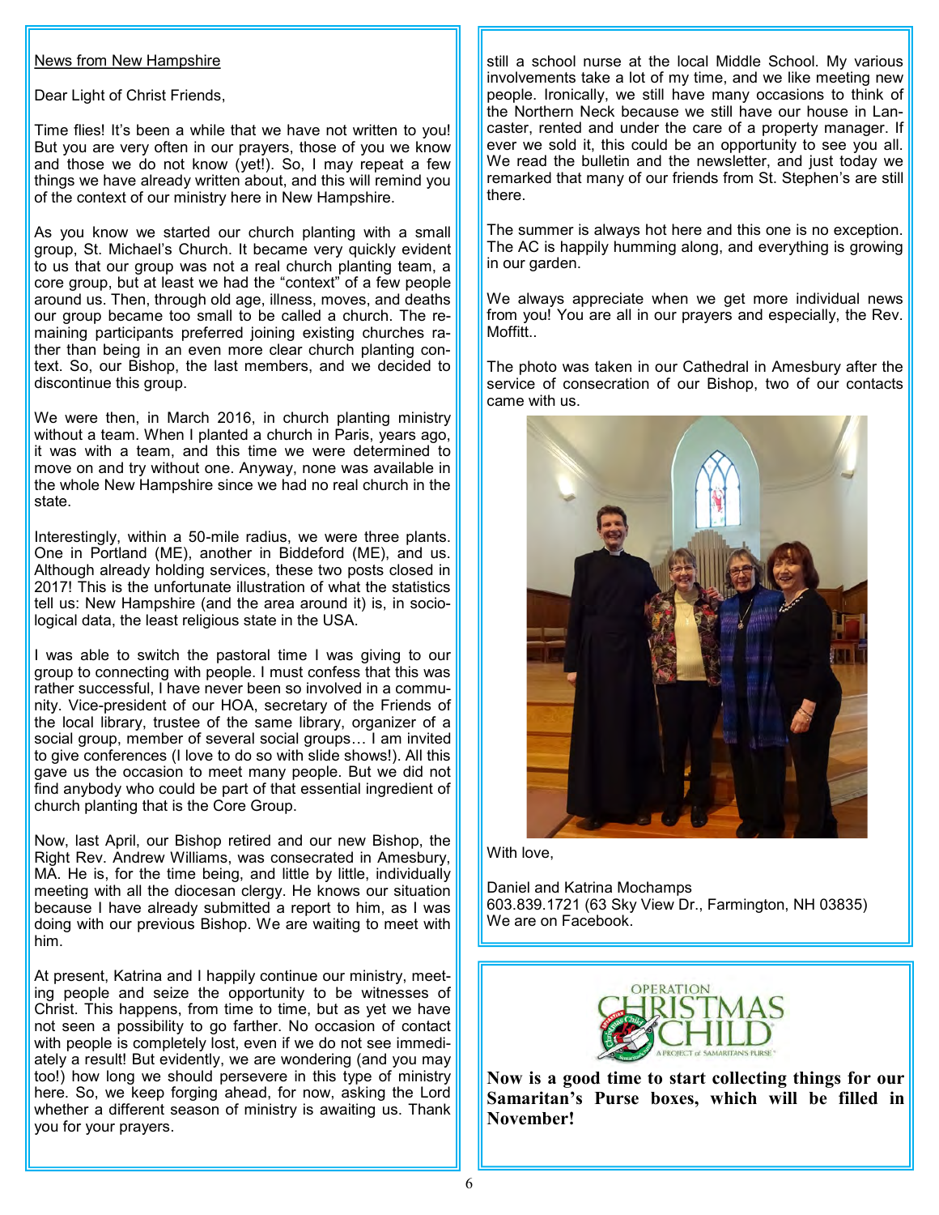News from New Hampshire

Dear Light of Christ Friends,

Time flies! It's been a while that we have not written to you! But you are very often in our prayers, those of you we know and those we do not know (yet!). So, I may repeat a few things we have already written about, and this will remind you of the context of our ministry here in New Hampshire.

As you know we started our church planting with a small group, St. Michael's Church. It became very quickly evident to us that our group was not a real church planting team, a core group, but at least we had the "context" of a few people around us. Then, through old age, illness, moves, and deaths our group became too small to be called a church. The remaining participants preferred joining existing churches rather than being in an even more clear church planting context. So, our Bishop, the last members, and we decided to discontinue this group.

We were then, in March 2016, in church planting ministry without a team. When I planted a church in Paris, years ago, it was with a team, and this time we were determined to move on and try without one. Anyway, none was available in the whole New Hampshire since we had no real church in the state.

Interestingly, within a 50-mile radius, we were three plants. One in Portland (ME), another in Biddeford (ME), and us. Although already holding services, these two posts closed in 2017! This is the unfortunate illustration of what the statistics tell us: New Hampshire (and the area around it) is, in sociological data, the least religious state in the USA.

I was able to switch the pastoral time I was giving to our group to connecting with people. I must confess that this was rather successful, I have never been so involved in a community. Vice-president of our HOA, secretary of the Friends of the local library, trustee of the same library, organizer of a social group, member of several social groups… I am invited to give conferences (I love to do so with slide shows!). All this gave us the occasion to meet many people. But we did not find anybody who could be part of that essential ingredient of church planting that is the Core Group.

Now, last April, our Bishop retired and our new Bishop, the Right Rev. Andrew Williams, was consecrated in Amesbury, MA. He is, for the time being, and little by little, individually meeting with all the diocesan clergy. He knows our situation because I have already submitted a report to him, as I was doing with our previous Bishop. We are waiting to meet with him.

At present, Katrina and I happily continue our ministry, meeting people and seize the opportunity to be witnesses of Christ. This happens, from time to time, but as yet we have not seen a possibility to go farther. No occasion of contact with people is completely lost, even if we do not see immediately a result! But evidently, we are wondering (and you may too!) how long we should persevere in this type of ministry here. So, we keep forging ahead, for now, asking the Lord whether a different season of ministry is awaiting us. Thank you for your prayers.

still a school nurse at the local Middle School. My various involvements take a lot of my time, and we like meeting new people. Ironically, we still have many occasions to think of the Northern Neck because we still have our house in Lancaster, rented and under the care of a property manager. If ever we sold it, this could be an opportunity to see you all. We read the bulletin and the newsletter, and just today we remarked that many of our friends from St. Stephen's are still there.

The summer is always hot here and this one is no exception. The AC is happily humming along, and everything is growing in our garden.

We always appreciate when we get more individual news from you! You are all in our prayers and especially, the Rev. Moffitt..

The photo was taken in our Cathedral in Amesbury after the service of consecration of our Bishop, two of our contacts came with us.

With love,

Daniel and Katrina Mochamps
603.839.1721 (63 Sky View Dr., Farmington, NH 03835)
We are on Facebook.

**Now is a good time to start collecting things for our Samaritan's Purse boxes, which will be filled in November!**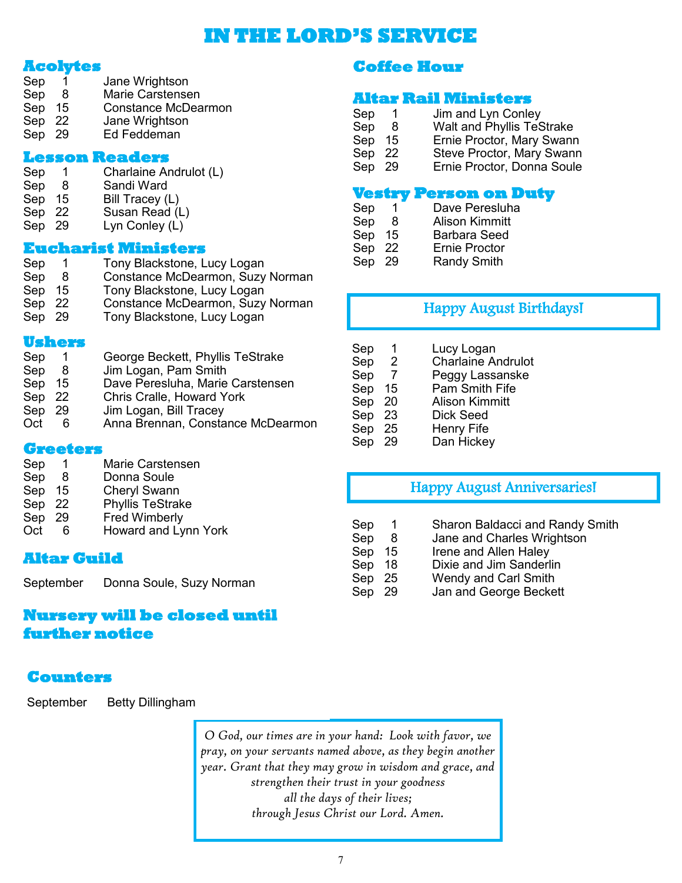# IN THE LORD'S SERVICE

## Acolytes

| | |
|---|---|
| Sep 1 | Jane Wrightson |
| Sep 8 | Marie Carstensen |
| Sep 15 | Constance McDearmon |
| Sep 22 | Jane Wrightson |
| Sep 29 | Ed Feddeman |

## Lesson Readers

| | |
|---|---|
| Sep 1 | Charlaine Andrulot (L) |
| Sep 8 | Sandi Ward |
| Sep 15 | Bill Tracey (L) |
| Sep 22 | Susan Read (L) |
| Sep 29 | Lyn Conley (L) |

## Eucharist Ministers

| | |
|---|---|
| Sep 1 | Tony Blackstone, Lucy Logan |
| Sep 8 | Constance McDearmon, Suzy Norman |
| Sep 15 | Tony Blackstone, Lucy Logan |
| Sep 22 | Constance McDearmon, Suzy Norman |
| Sep 29 | Tony Blackstone, Lucy Logan |

## Ushers

| | |
|---|---|
| Sep 1 | George Beckett, Phyllis TeStrake |
| Sep 8 | Jim Logan, Pam Smith |
| Sep 15 | Dave Peresluha, Marie Carstensen |
| Sep 22 | Chris Cralle, Howard York |
| Sep 29 | Jim Logan, Bill Tracey |
| Oct 6 | Anna Brennan, Constance McDearmon |

## Greeters

| | |
|---|---|
| Sep 1 | Marie Carstensen |
| Sep 8 | Donna Soule |
| Sep 15 | Cheryl Swann |
| Sep 22 | Phyllis TeStrake |
| Sep 29 | Fred Wimberly |
| Oct 6 | Howard and Lynn York |

## Altar Guild

September Donna Soule, Suzy Norman

## Nursery will be closed until further notice

## Counters

September Betty Dillingham

## Coffee Hour

## Altar Rail Ministers

| | |
|---|---|
| Sep 1 | Jim and Lyn Conley |
| Sep 8 | Walt and Phyllis TeStrake |
| Sep 15 | Ernie Proctor, Mary Swann |
| Sep 22 | Steve Proctor, Mary Swann |
| Sep 29 | Ernie Proctor, Donna Soule |

## Vestry Person on Duty

| | |
|---|---|
| Sep 1 | Dave Peresluha |
| Sep 8 | Alison Kimmitt |
| Sep 15 | Barbara Seed |
| Sep 22 | Ernie Proctor |
| Sep 29 | Randy Smith |

## Happy August Birthdays!

| | |
|---|---|
| Sep 1 | Lucy Logan |
| Sep 2 | Charlaine Andrulot |
| Sep 7 | Peggy Lassanske |
| Sep 15 | Pam Smith Fife |
| Sep 20 | Alison Kimmitt |
| Sep 23 | Dick Seed |
| Sep 25 | Henry Fife |
| Sep 29 | Dan Hickey |

## Happy August Anniversaries!

| | |
|---|---|
| Sep 1 | Sharon Baldacci and Randy Smith |
| Sep 8 | Jane and Charles Wrightson |
| Sep 15 | Irene and Allen Haley |
| Sep 18 | Dixie and Jim Sanderlin |
| Sep 25 | Wendy and Carl Smith |
| Sep 29 | Jan and George Beckett |

*O God, our times are in your hand: Look with favor, we pray, on your servants named above, as they begin another year. Grant that they may grow in wisdom and grace, and strengthen their trust in your goodness all the days of their lives; through Jesus Christ our Lord. Amen.*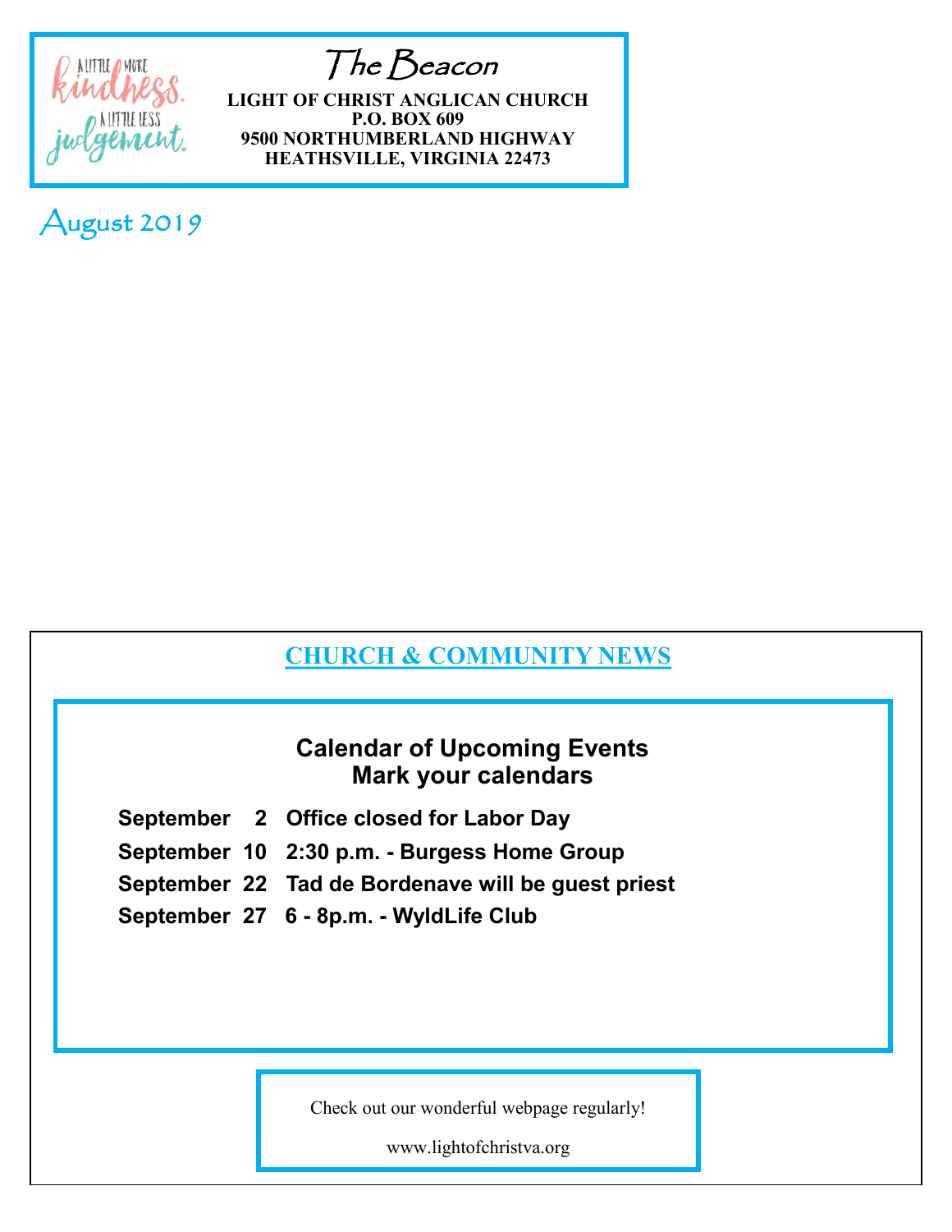# The Beacon

**LIGHT OF CHRIST ANGLICAN CHURCH**
**P.O. BOX 609**
**9500 NORTHUMBERLAND HIGHWAY**
**HEATHSVILLE, VIRGINIA 22473**

A little more kindness. A little less judgement.

August 2019

## CHURCH & COMMUNITY NEWS

### Calendar of Upcoming Events
### Mark your calendars

**September 2 Office closed for Labor Day**

**September 10 2:30 p.m. - Burgess Home Group**

**September 22 Tad de Bordenave will be guest priest**

**September 27 6 - 8p.m. - WyldLife Club**

Check out our wonderful webpage regularly!

www.lightofchristva.org